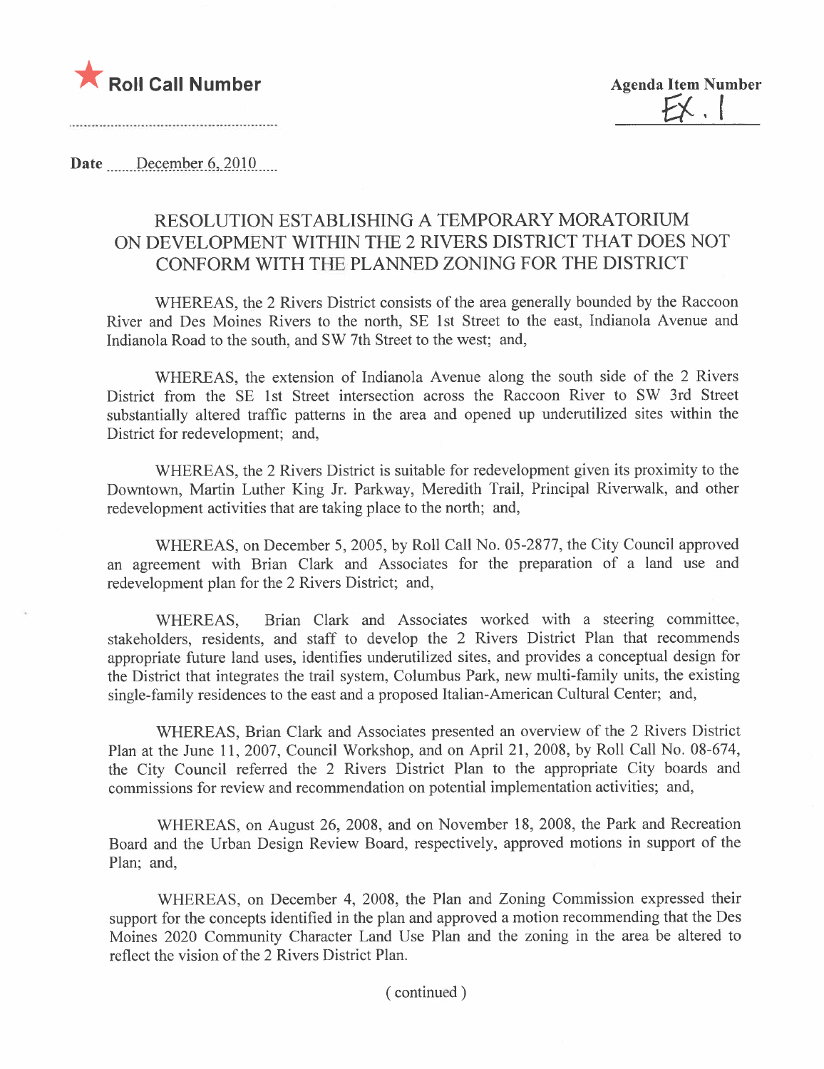★ **Roll Call Number**

**Agenda Item Number**

EX. 1

**Date** December 6, 2010

# RESOLUTION ESTABLISHING A TEMPORARY MORATORIUM ON DEVELOPMENT WITHIN THE 2 RIVERS DISTRICT THAT DOES NOT CONFORM WITH THE PLANNED ZONING FOR THE DISTRICT

WHEREAS, the 2 Rivers District consists of the area generally bounded by the Raccoon River and Des Moines Rivers to the north, SE 1st Street to the east, Indianola Avenue and Indianola Road to the south, and SW 7th Street to the west; and,

WHEREAS, the extension of Indianola Avenue along the south side of the 2 Rivers District from the SE 1st Street intersection across the Raccoon River to SW 3rd Street substantially altered traffic patterns in the area and opened up underutilized sites within the District for redevelopment; and,

WHEREAS, the 2 Rivers District is suitable for redevelopment given its proximity to the Downtown, Martin Luther King Jr. Parkway, Meredith Trail, Principal Riverwalk, and other redevelopment activities that are taking place to the north; and,

WHEREAS, on December 5, 2005, by Roll Call No. 05-2877, the City Council approved an agreement with Brian Clark and Associates for the preparation of a land use and redevelopment plan for the 2 Rivers District; and,

WHEREAS, Brian Clark and Associates worked with a steering committee, stakeholders, residents, and staff to develop the 2 Rivers District Plan that recommends appropriate future land uses, identifies underutilized sites, and provides a conceptual design for the District that integrates the trail system, Columbus Park, new multi-family units, the existing single-family residences to the east and a proposed Italian-American Cultural Center; and,

WHEREAS, Brian Clark and Associates presented an overview of the 2 Rivers District Plan at the June 11, 2007, Council Workshop, and on April 21, 2008, by Roll Call No. 08-674, the City Council referred the 2 Rivers District Plan to the appropriate City boards and commissions for review and recommendation on potential implementation activities; and,

WHEREAS, on August 26, 2008, and on November 18, 2008, the Park and Recreation Board and the Urban Design Review Board, respectively, approved motions in support of the Plan; and,

WHEREAS, on December 4, 2008, the Plan and Zoning Commission expressed their support for the concepts identified in the plan and approved a motion recommending that the Des Moines 2020 Community Character Land Use Plan and the zoning in the area be altered to reflect the vision of the 2 Rivers District Plan.

( continued )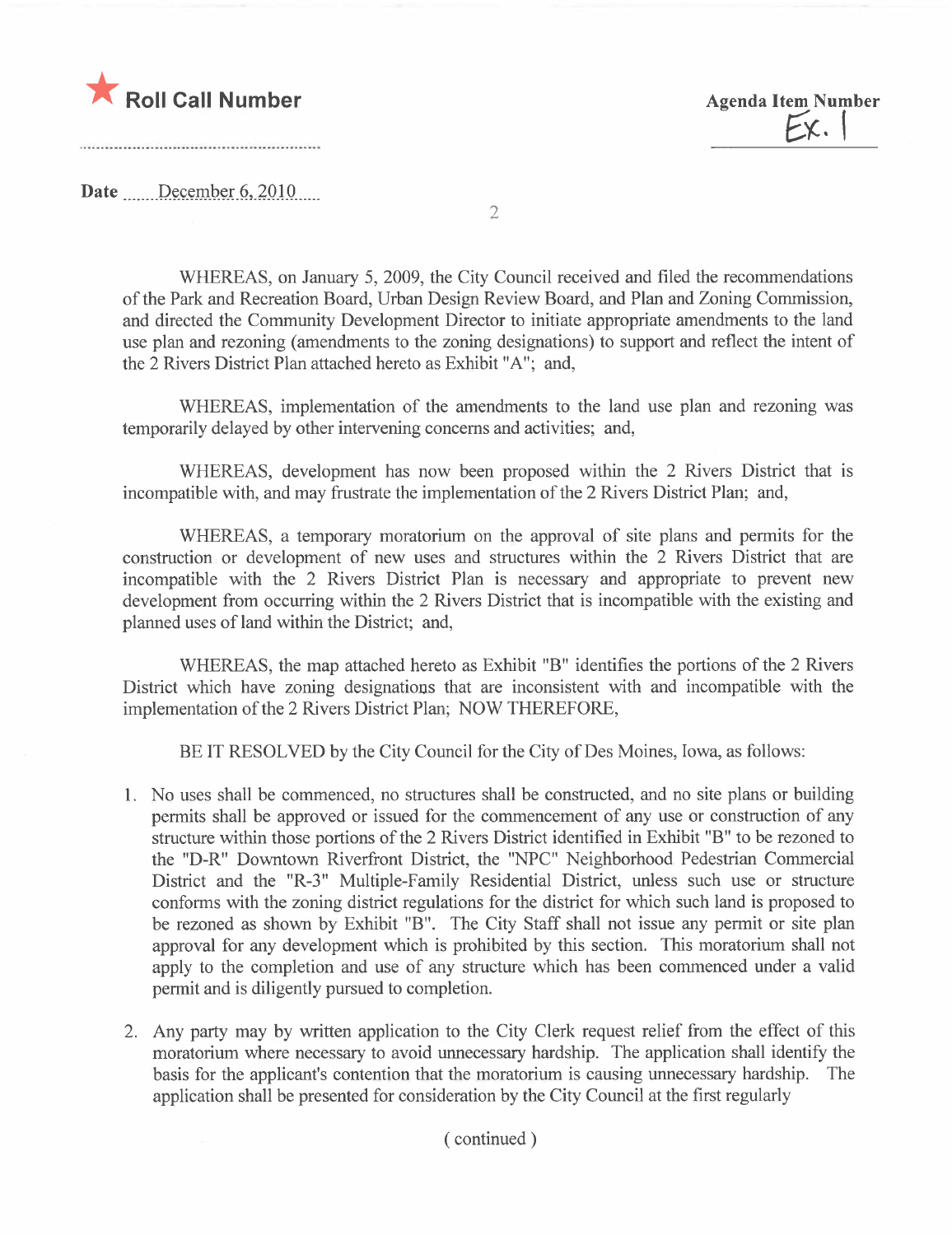**Roll Call Number**

**Agenda Item Number**
Ex. 1

**Date** December 6, 2010

WHEREAS, on January 5, 2009, the City Council received and filed the recommendations of the Park and Recreation Board, Urban Design Review Board, and Plan and Zoning Commission, and directed the Community Development Director to initiate appropriate amendments to the land use plan and rezoning (amendments to the zoning designations) to support and reflect the intent of the 2 Rivers District Plan attached hereto as Exhibit "A"; and,

WHEREAS, implementation of the amendments to the land use plan and rezoning was temporarily delayed by other intervening concerns and activities; and,

WHEREAS, development has now been proposed within the 2 Rivers District that is incompatible with, and may frustrate the implementation of the 2 Rivers District Plan; and,

WHEREAS, a temporary moratorium on the approval of site plans and permits for the construction or development of new uses and structures within the 2 Rivers District that are incompatible with the 2 Rivers District Plan is necessary and appropriate to prevent new development from occurring within the 2 Rivers District that is incompatible with the existing and planned uses of land within the District; and,

WHEREAS, the map attached hereto as Exhibit "B" identifies the portions of the 2 Rivers District which have zoning designations that are inconsistent with and incompatible with the implementation of the 2 Rivers District Plan; NOW THEREFORE,

BE IT RESOLVED by the City Council for the City of Des Moines, Iowa, as follows:

1. No uses shall be commenced, no structures shall be constructed, and no site plans or building permits shall be approved or issued for the commencement of any use or construction of any structure within those portions of the 2 Rivers District identified in Exhibit "B" to be rezoned to the "D-R" Downtown Riverfront District, the "NPC" Neighborhood Pedestrian Commercial District and the "R-3" Multiple-Family Residential District, unless such use or structure conforms with the zoning district regulations for the district for which such land is proposed to be rezoned as shown by Exhibit "B". The City Staff shall not issue any permit or site plan approval for any development which is prohibited by this section. This moratorium shall not apply to the completion and use of any structure which has been commenced under a valid permit and is diligently pursued to completion.

2. Any party may by written application to the City Clerk request relief from the effect of this moratorium where necessary to avoid unnecessary hardship. The application shall identify the basis for the applicant's contention that the moratorium is causing unnecessary hardship. The application shall be presented for consideration by the City Council at the first regularly

( continued )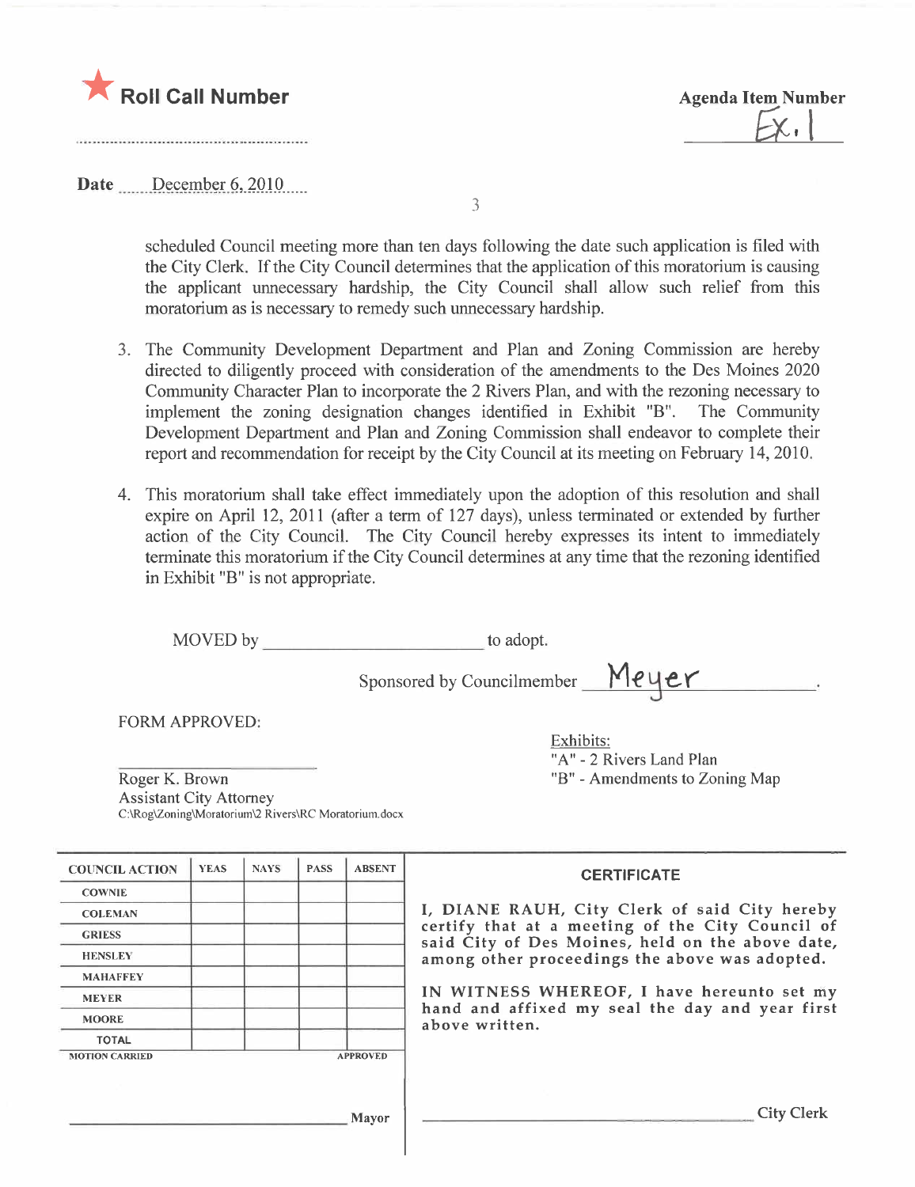★ **Roll Call Number**

**Agenda Item Number**

Ex. 1

**Date** December 6, 2010

scheduled Council meeting more than ten days following the date such application is filed with the City Clerk. If the City Council determines that the application of this moratorium is causing the applicant unnecessary hardship, the City Council shall allow such relief from this moratorium as is necessary to remedy such unnecessary hardship.

3. The Community Development Department and Plan and Zoning Commission are hereby directed to diligently proceed with consideration of the amendments to the Des Moines 2020 Community Character Plan to incorporate the 2 Rivers Plan, and with the rezoning necessary to implement the zoning designation changes identified in Exhibit "B". The Community Development Department and Plan and Zoning Commission shall endeavor to complete their report and recommendation for receipt by the City Council at its meeting on February 14, 2010.

4. This moratorium shall take effect immediately upon the adoption of this resolution and shall expire on April 12, 2011 (after a term of 127 days), unless terminated or extended by further action of the City Council. The City Council hereby expresses its intent to immediately terminate this moratorium if the City Council determines at any time that the rezoning identified in Exhibit "B" is not appropriate.

MOVED by ________________________ to adopt.

Sponsored by Councilmember Meyer.

FORM APPROVED:

________________________
Roger K. Brown
Assistant City Attorney
C:\Rog\Zoning\Moratorium\2 Rivers\RC Moratorium.docx

Exhibits:
"A" - 2 Rivers Land Plan
"B" - Amendments to Zoning Map

| COUNCIL ACTION | YEAS | NAYS | PASS | ABSENT |
|---|---|---|---|---|
| COWNIE | | | | |
| COLEMAN | | | | |
| GRIESS | | | | |
| HENSLEY | | | | |
| MAHAFFEY | | | | |
| MEYER | | | | |
| MOORE | | | | |
| TOTAL | | | | |
| MOTION CARRIED | | | | APPROVED |

________________________ Mayor

**CERTIFICATE**

I, DIANE RAUH, City Clerk of said City hereby certify that at a meeting of the City Council of said City of Des Moines, held on the above date, among other proceedings the above was adopted.

IN WITNESS WHEREOF, I have hereunto set my hand and affixed my seal the day and year first above written.

________________________ City Clerk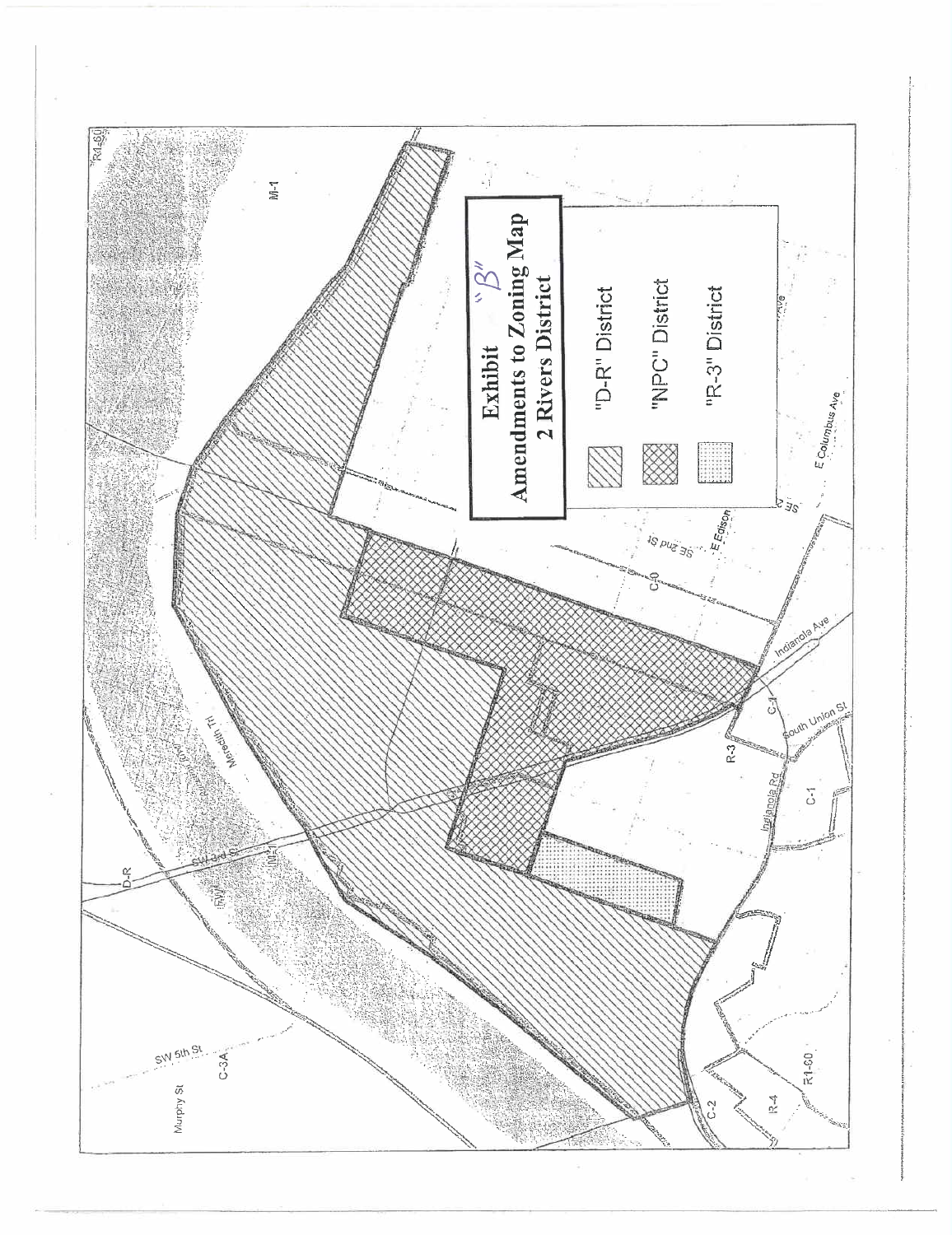**Exhibit "B"**
**Amendments to Zoning Map**
**2 Rivers District**

"D-R" District

"NPC" District

"R-3" District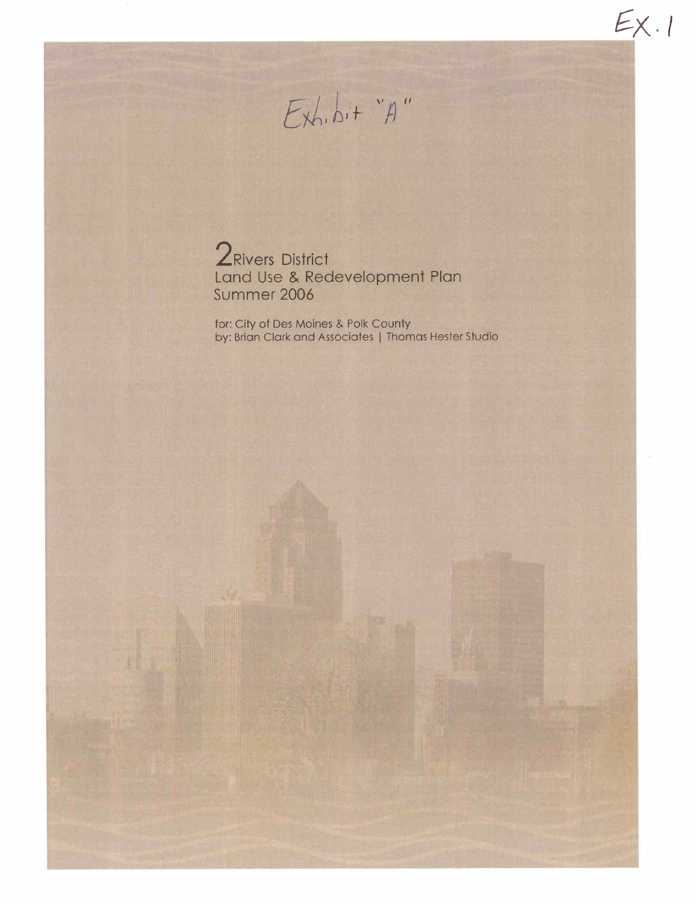Ex. 1

Exhibit "A"

# 2Rivers District
## Land Use & Redevelopment Plan
## Summer 2006

for: City of Des Moines & Polk County
by: Brian Clark and Associates | Thomas Hester Studio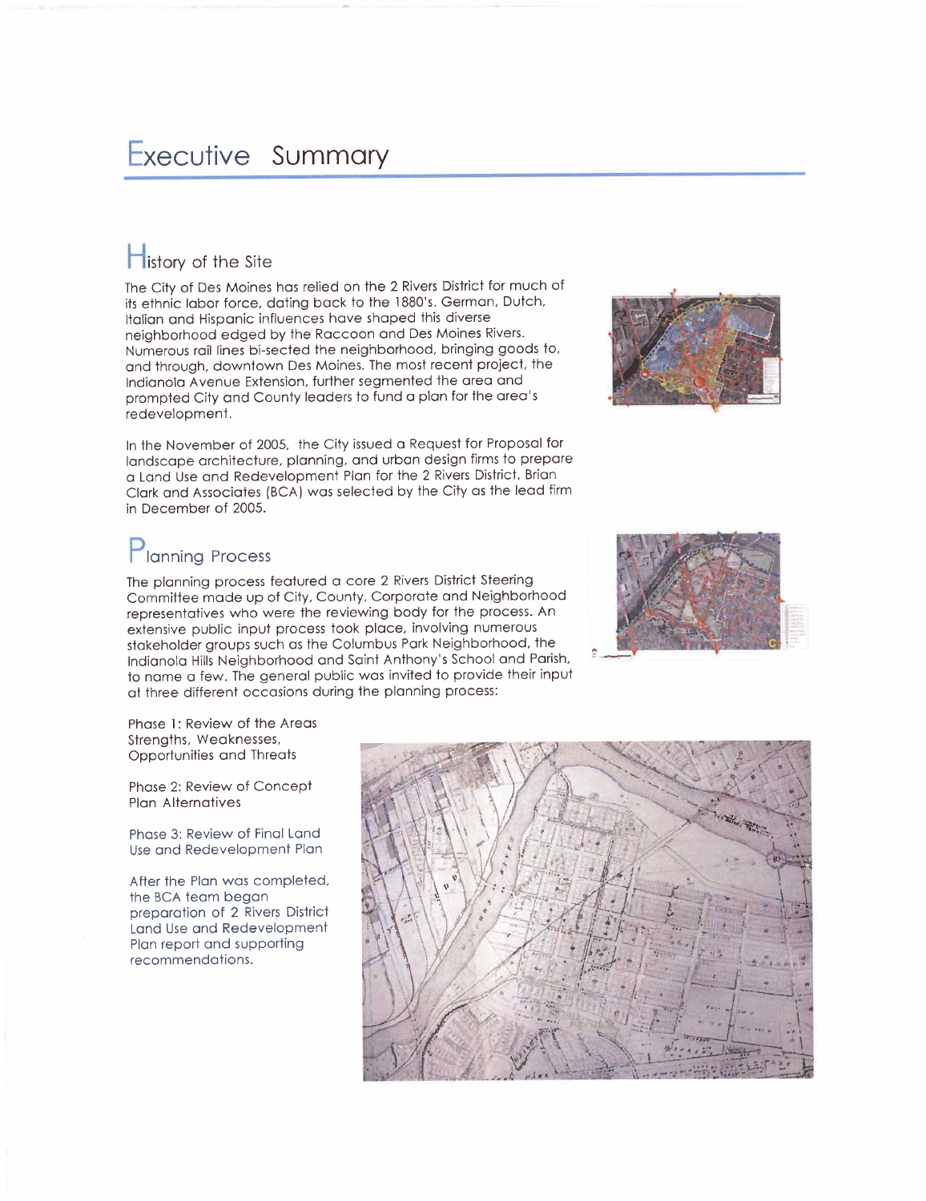# Executive Summary

## History of the Site

The City of Des Moines has relied on the 2 Rivers District for much of its ethnic labor force, dating back to the 1880's. German, Dutch, Italian and Hispanic influences have shaped this diverse neighborhood edged by the Raccoon and Des Moines Rivers. Numerous rail lines bi-sected the neighborhood, bringing goods to, and through, downtown Des Moines. The most recent project, the Indianola Avenue Extension, further segmented the area and prompted City and County leaders to fund a plan for the area's redevelopment.

In the November of 2005, the City issued a Request for Proposal for landscape architecture, planning, and urban design firms to prepare a Land Use and Redevelopment Plan for the 2 Rivers District. Brian Clark and Associates (BCA) was selected by the City as the lead firm in December of 2005.

## Planning Process

The planning process featured a core 2 Rivers District Steering Committee made up of City, County, Corporate and Neighborhood representatives who were the reviewing body for the process. An extensive public input process took place, involving numerous stakeholder groups such as the Columbus Park Neighborhood, the Indianola Hills Neighborhood and Saint Anthony's School and Parish, to name a few. The general public was invited to provide their input at three different occasions during the planning process:

Phase 1: Review of the Areas Strengths, Weaknesses, Opportunities and Threats

Phase 2: Review of Concept Plan Alternatives

Phase 3: Review of Final Land Use and Redevelopment Plan

After the Plan was completed, the BCA team began preparation of 2 Rivers District Land Use and Redevelopment Plan report and supporting recommendations.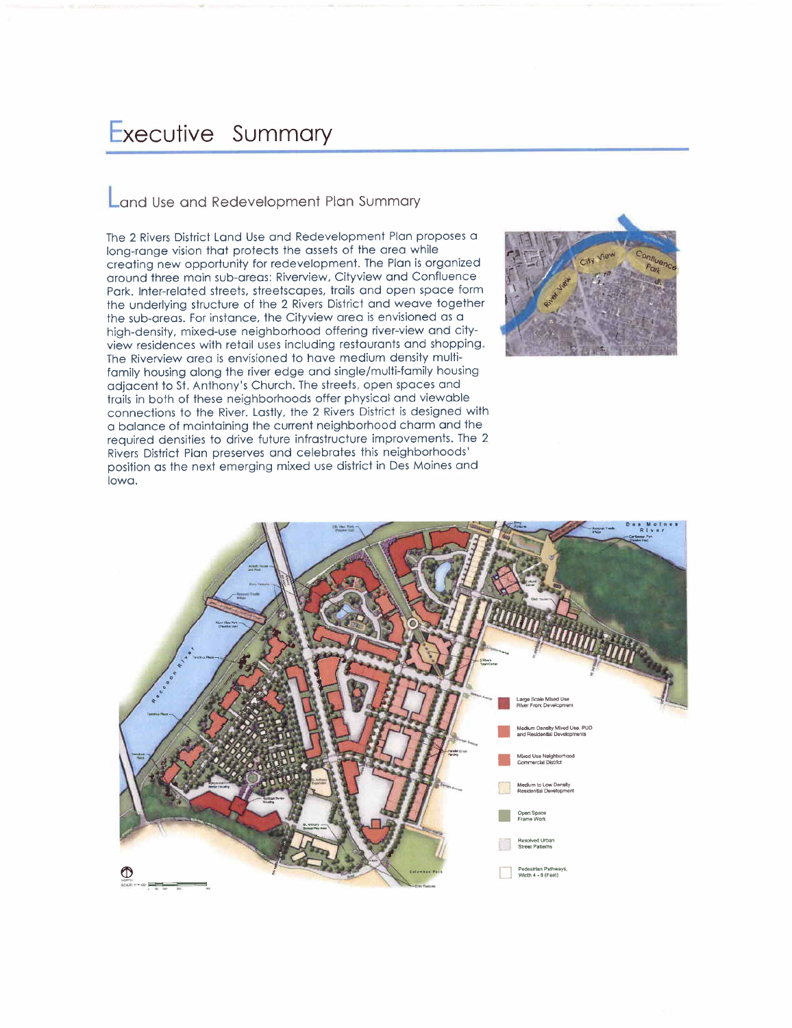# Executive Summary

## Land Use and Redevelopment Plan Summary

The 2 Rivers District Land Use and Redevelopment Plan proposes a long-range vision that protects the assets of the area while creating new opportunity for redevelopment. The Plan is organized around three main sub-areas: Riverview, Cityview and Confluence Park. Inter-related streets, streetscapes, trails and open space form the underlying structure of the 2 Rivers District and weave together the sub-areas. For instance, the Cityview area is envisioned as a high-density, mixed-use neighborhood offering river-view and city-view residences with retail uses including restaurants and shopping. The Riverview area is envisioned to have medium density multi-family housing along the river edge and single/multi-family housing adjacent to St. Anthony's Church. The streets, open spaces and trails in both of these neighborhoods offer physical and viewable connections to the River. Lastly, the 2 Rivers District is designed with a balance of maintaining the current neighborhood charm and the required densities to drive future infrastructure improvements. The 2 Rivers District Plan preserves and celebrates this neighborhoods' position as the next emerging mixed use district in Des Moines and Iowa.

River View

City View

Confluence Park

Des Moines River

Raccoon River

Large Scale Mixed Use River Front Development

Medium Density Mixed Use, PUD and Residential Developments

Mixed Use Neighborhood Commercial District

Medium to Low Density Residential Development

Open Space Frame Work

Resolved Urban Street Patterns

Pedestrian Pathways, Width 4 - 8 (Feet)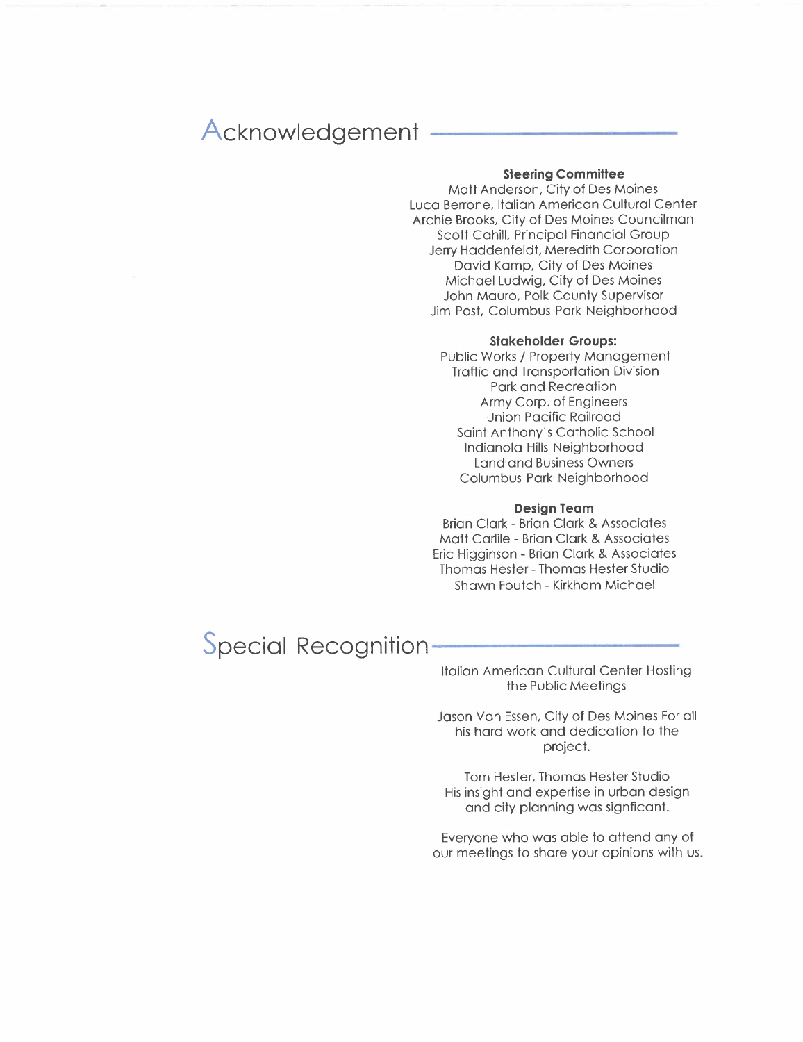## Acknowledgement

**Steering Committee**

Matt Anderson, City of Des Moines
Luca Berrone, Italian American Cultural Center
Archie Brooks, City of Des Moines Councilman
Scott Cahill, Principal Financial Group
Jerry Haddenfeldt, Meredith Corporation
David Kamp, City of Des Moines
Michael Ludwig, City of Des Moines
John Mauro, Polk County Supervisor
Jim Post, Columbus Park Neighborhood

**Stakeholder Groups:**

Public Works / Property Management
Traffic and Transportation Division
Park and Recreation
Army Corp. of Engineers
Union Pacific Railroad
Saint Anthony's Catholic School
Indianola Hills Neighborhood
Land and Business Owners
Columbus Park Neighborhood

**Design Team**

Brian Clark - Brian Clark & Associates
Matt Carlile - Brian Clark & Associates
Eric Higginson - Brian Clark & Associates
Thomas Hester - Thomas Hester Studio
Shawn Foutch - Kirkham Michael

## Special Recognition

Italian American Cultural Center Hosting the Public Meetings

Jason Van Essen, City of Des Moines For all his hard work and dedication to the project.

Tom Hester, Thomas Hester Studio
His insight and expertise in urban design and city planning was signficant.

Everyone who was able to attend any of our meetings to share your opinions with us.